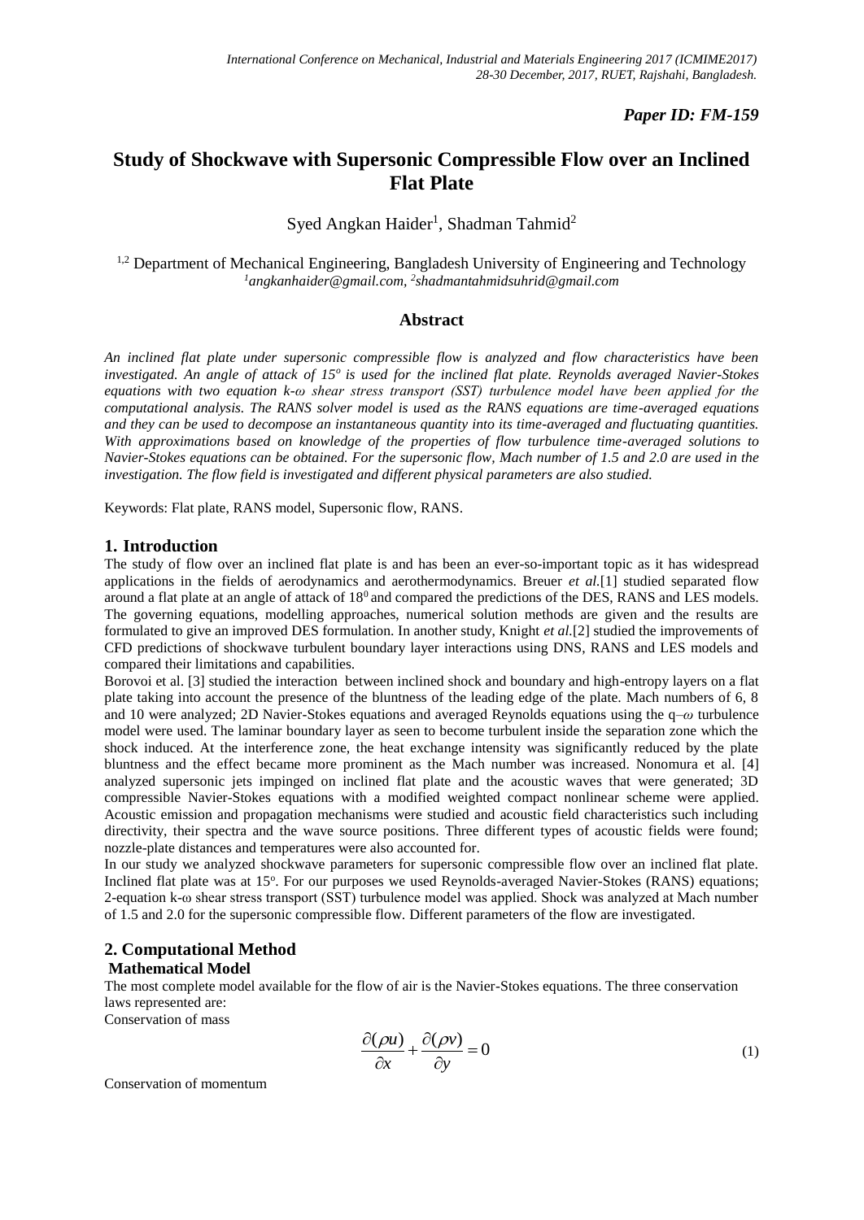*Paper ID: FM-159*

# Study of Shockwave with Supersonic Compressible Flow over an Inclined Flat Plate

Syed Angkan Haider[1], Shadman Tahmid[2]

[1,2] Department of Mechanical Engineering, Bangladesh University of Engineering and Technology
[1]*angkanhaider@gmail.com*, [2]*shadmantahmidsuhrid@gmail.com*

## Abstract

*An inclined flat plate under supersonic compressible flow is analyzed and flow characteristics have been investigated. An angle of attack of 15º is used for the inclined flat plate. Reynolds averaged Navier-Stokes equations with two equation k-ω shear stress transport (SST) turbulence model have been applied for the computational analysis. The RANS solver model is used as the RANS equations are time-averaged equations and they can be used to decompose an instantaneous quantity into its time-averaged and fluctuating quantities. With approximations based on knowledge of the properties of flow turbulence time-averaged solutions to Navier-Stokes equations can be obtained. For the supersonic flow, Mach number of 1.5 and 2.0 are used in the investigation. The flow field is investigated and different physical parameters are also studied.*

Keywords: Flat plate, RANS model, Supersonic flow, RANS.

## 1. Introduction

The study of flow over an inclined flat plate is and has been an ever-so-important topic as it has widespread applications in the fields of aerodynamics and aerothermodynamics. Breuer *et al.*[1] studied separated flow around a flat plate at an angle of attack of 18⁰ and compared the predictions of the DES, RANS and LES models. The governing equations, modelling approaches, numerical solution methods are given and the results are formulated to give an improved DES formulation. In another study, Knight *et al.*[2] studied the improvements of CFD predictions of shockwave turbulent boundary layer interactions using DNS, RANS and LES models and compared their limitations and capabilities.

Borovoi et al. [3] studied the interaction between inclined shock and boundary and high-entropy layers on a flat plate taking into account the presence of the bluntness of the leading edge of the plate. Mach numbers of 6, 8 and 10 were analyzed; 2D Navier-Stokes equations and averaged Reynolds equations using the q–ω turbulence model were used. The laminar boundary layer as seen to become turbulent inside the separation zone which the shock induced. At the interference zone, the heat exchange intensity was significantly reduced by the plate bluntness and the effect became more prominent as the Mach number was increased. Nonomura et al. [4] analyzed supersonic jets impinged on inclined flat plate and the acoustic waves that were generated; 3D compressible Navier-Stokes equations with a modified weighted compact nonlinear scheme were applied. Acoustic emission and propagation mechanisms were studied and acoustic field characteristics such including directivity, their spectra and the wave source positions. Three different types of acoustic fields were found; nozzle-plate distances and temperatures were also accounted for.

In our study we analyzed shockwave parameters for supersonic compressible flow over an inclined flat plate. Inclined flat plate was at 15º. For our purposes we used Reynolds-averaged Navier-Stokes (RANS) equations; 2-equation k-ω shear stress transport (SST) turbulence model was applied. Shock was analyzed at Mach number of 1.5 and 2.0 for the supersonic compressible flow. Different parameters of the flow are investigated.

## 2. Computational Method

### Mathematical Model

The most complete model available for the flow of air is the Navier-Stokes equations. The three conservation laws represented are:

Conservation of mass

$$\frac{\partial(\rho u)}{\partial x} + \frac{\partial(\rho v)}{\partial y} = 0 \tag{1}$$

Conservation of momentum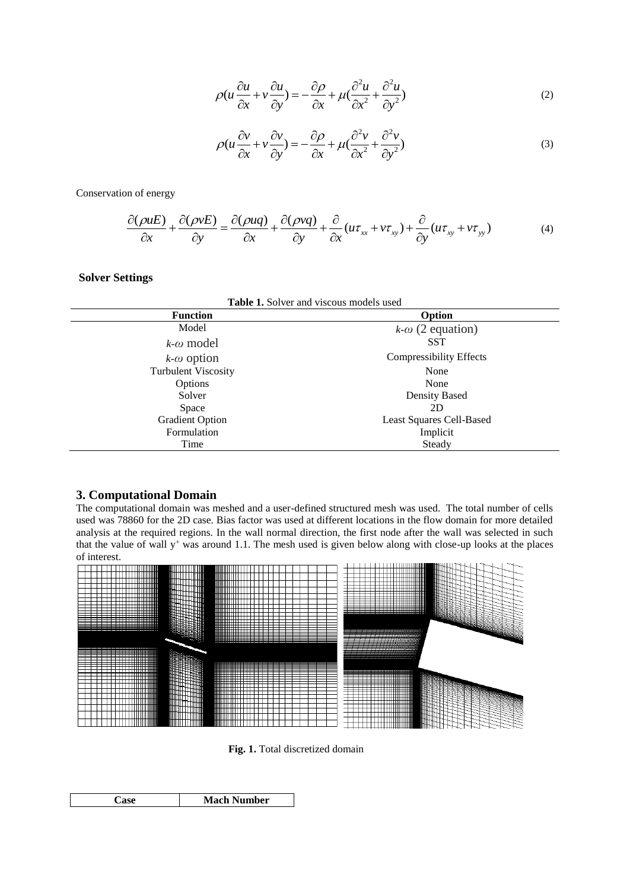$$\rho(u\frac{\partial u}{\partial x}+v\frac{\partial u}{\partial y})=-\frac{\partial \rho}{\partial x}+\mu(\frac{\partial^2 u}{\partial x^2}+\frac{\partial^2 u}{\partial y^2}) \tag{2}$$

$$\rho(u\frac{\partial v}{\partial x}+v\frac{\partial v}{\partial y})=-\frac{\partial \rho}{\partial x}+\mu(\frac{\partial^2 v}{\partial x^2}+\frac{\partial^2 v}{\partial y^2}) \tag{3}$$

Conservation of energy

$$\frac{\partial(\rho uE)}{\partial x}+\frac{\partial(\rho vE)}{\partial y}=\frac{\partial(\rho uq)}{\partial x}+\frac{\partial(\rho vq)}{\partial y}+\frac{\partial}{\partial x}(u\tau_{xx}+v\tau_{xy})+\frac{\partial}{\partial y}(u\tau_{xy}+v\tau_{yy}) \tag{4}$$

**Solver Settings**

**Table 1.** Solver and viscous models used

| Function | Option |
|---|---|
| Model | $k$-$\omega$ (2 equation) |
| $k$-$\omega$ model | SST |
| $k$-$\omega$ option | Compressibility Effects |
| Turbulent Viscosity | None |
| Options | None |
| Solver | Density Based |
| Space | 2D |
| Gradient Option | Least Squares Cell-Based |
| Formulation | Implicit |
| Time | Steady |

## 3. Computational Domain

The computational domain was meshed and a user-defined structured mesh was used. The total number of cells used was 78860 for the 2D case. Bias factor was used at different locations in the flow domain for more detailed analysis at the required regions. In the wall normal direction, the first node after the wall was selected in such that the value of wall $y^+$ was around 1.1. The mesh used is given below along with close-up looks at the places of interest.

**Fig. 1.** Total discretized domain

| Case | Mach Number |
|---|---|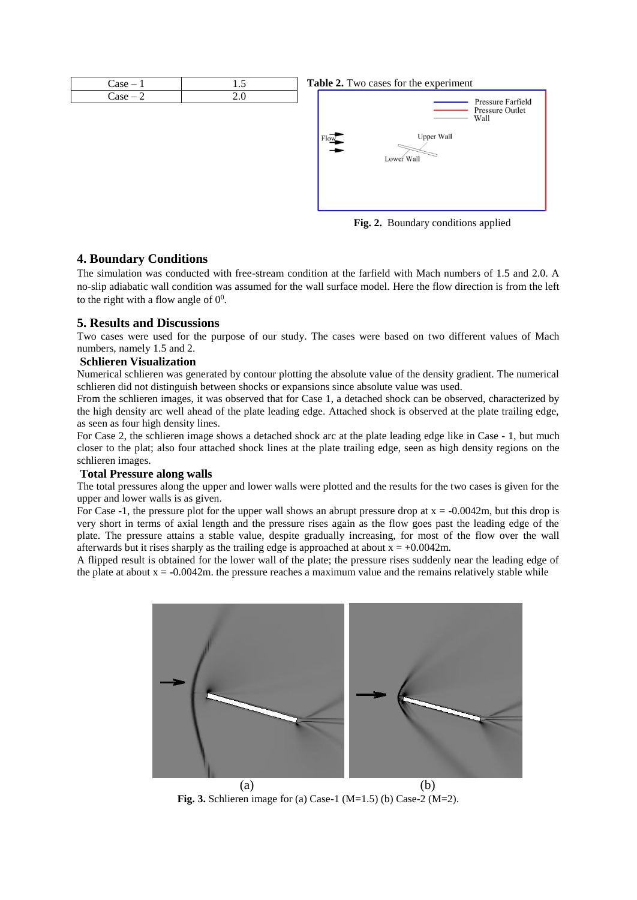| Case – 1 | 1.5 |
|---|---|
| Case – 2 | 2.0 |

**Table 2.** Two cases for the experiment

**Fig. 2.** Boundary conditions applied

## 4. Boundary Conditions

The simulation was conducted with free-stream condition at the farfield with Mach numbers of 1.5 and 2.0. A no-slip adiabatic wall condition was assumed for the wall surface model. Here the flow direction is from the left to the right with a flow angle of $0^0$.

## 5. Results and Discussions

Two cases were used for the purpose of our study. The cases were based on two different values of Mach numbers, namely 1.5 and 2.

### Schlieren Visualization

Numerical schlieren was generated by contour plotting the absolute value of the density gradient. The numerical schlieren did not distinguish between shocks or expansions since absolute value was used.

From the schlieren images, it was observed that for Case 1, a detached shock can be observed, characterized by the high density arc well ahead of the plate leading edge. Attached shock is observed at the plate trailing edge, as seen as four high density lines.

For Case 2, the schlieren image shows a detached shock arc at the plate leading edge like in Case - 1, but much closer to the plat; also four attached shock lines at the plate trailing edge, seen as high density regions on the schlieren images.

### Total Pressure along walls

The total pressures along the upper and lower walls were plotted and the results for the two cases is given for the upper and lower walls is as given.

For Case -1, the pressure plot for the upper wall shows an abrupt pressure drop at x = -0.0042m, but this drop is very short in terms of axial length and the pressure rises again as the flow goes past the leading edge of the plate. The pressure attains a stable value, despite gradually increasing, for most of the flow over the wall afterwards but it rises sharply as the trailing edge is approached at about x = +0.0042m.

A flipped result is obtained for the lower wall of the plate; the pressure rises suddenly near the leading edge of the plate at about x = -0.0042m. the pressure reaches a maximum value and the remains relatively stable while

(a) (b)

**Fig. 3.** Schlieren image for (a) Case-1 (M=1.5) (b) Case-2 (M=2).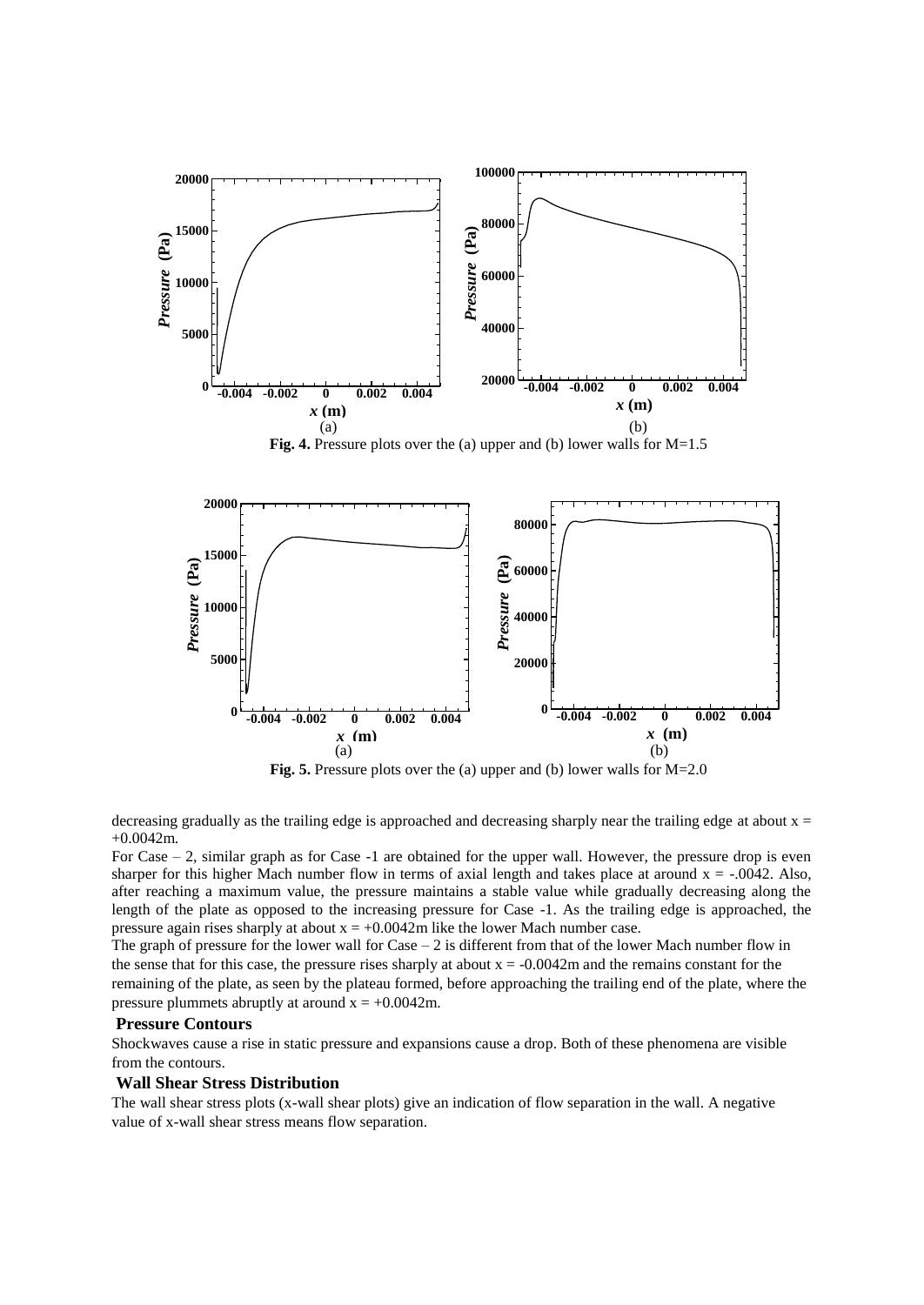**Fig. 4.** Pressure plots over the (a) upper and (b) lower walls for M=1.5

**Fig. 5.** Pressure plots over the (a) upper and (b) lower walls for M=2.0

decreasing gradually as the trailing edge is approached and decreasing sharply near the trailing edge at about x = +0.0042m.

For Case – 2, similar graph as for Case -1 are obtained for the upper wall. However, the pressure drop is even sharper for this higher Mach number flow in terms of axial length and takes place at around x = -.0042. Also, after reaching a maximum value, the pressure maintains a stable value while gradually decreasing along the length of the plate as opposed to the increasing pressure for Case -1. As the trailing edge is approached, the pressure again rises sharply at about x = +0.0042m like the lower Mach number case.

The graph of pressure for the lower wall for Case – 2 is different from that of the lower Mach number flow in the sense that for this case, the pressure rises sharply at about x = -0.0042m and the remains constant for the remaining of the plate, as seen by the plateau formed, before approaching the trailing end of the plate, where the pressure plummets abruptly at around x = +0.0042m.

### Pressure Contours

Shockwaves cause a rise in static pressure and expansions cause a drop. Both of these phenomena are visible from the contours.

### Wall Shear Stress Distribution

The wall shear stress plots (x-wall shear plots) give an indication of flow separation in the wall. A negative value of x-wall shear stress means flow separation.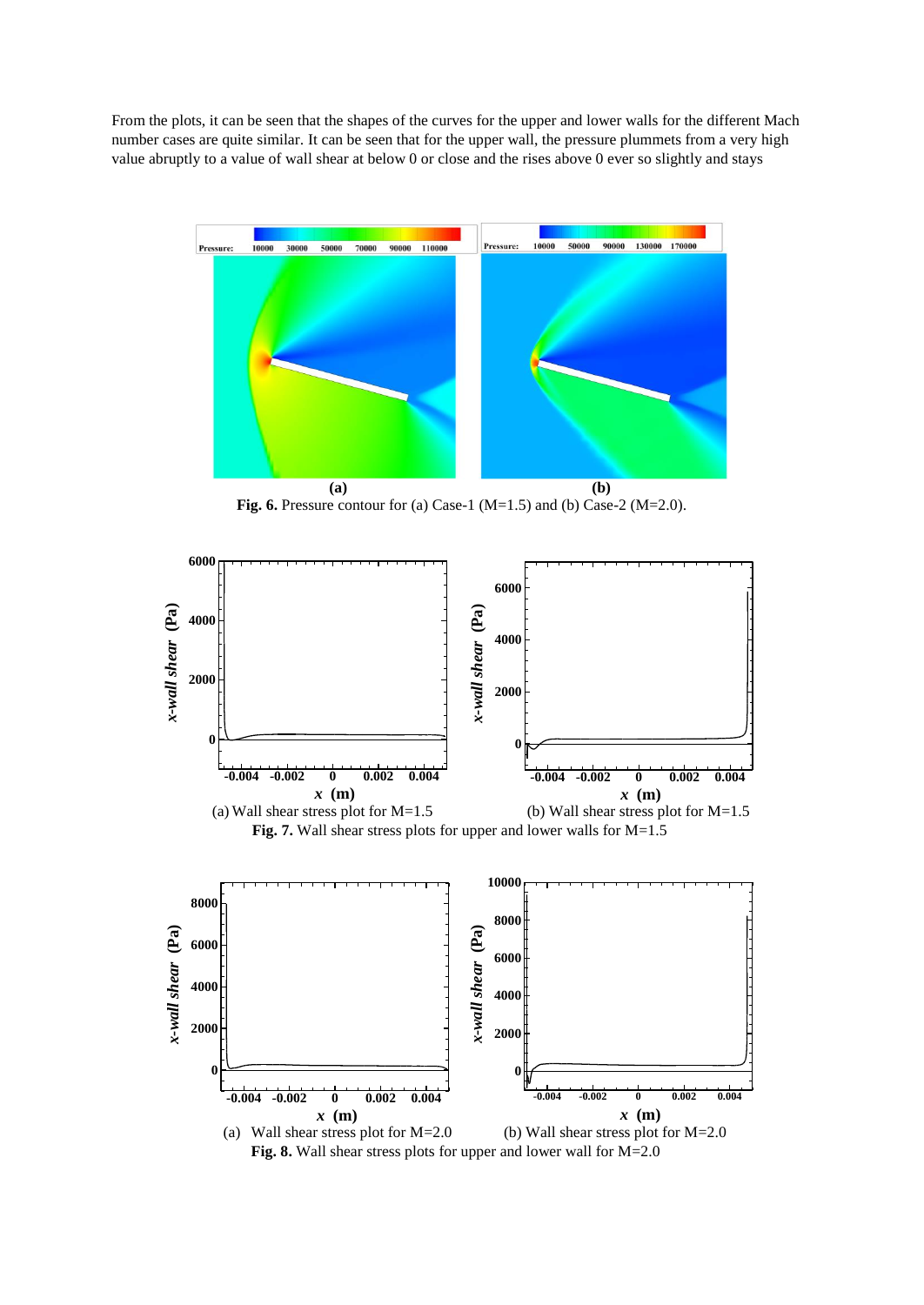From the plots, it can be seen that the shapes of the curves for the upper and lower walls for the different Mach number cases are quite similar. It can be seen that for the upper wall, the pressure plummets from a very high value abruptly to a value of wall shear at below 0 or close and the rises above 0 ever so slightly and stays

**(a)** **(b)**

**Fig. 6.** Pressure contour for (a) Case-1 (M=1.5) and (b) Case-2 (M=2.0).

(a) Wall shear stress plot for M=1.5 (b) Wall shear stress plot for M=1.5

**Fig. 7.** Wall shear stress plots for upper and lower walls for M=1.5

(a) Wall shear stress plot for M=2.0 (b) Wall shear stress plot for M=2.0

**Fig. 8.** Wall shear stress plots for upper and lower wall for M=2.0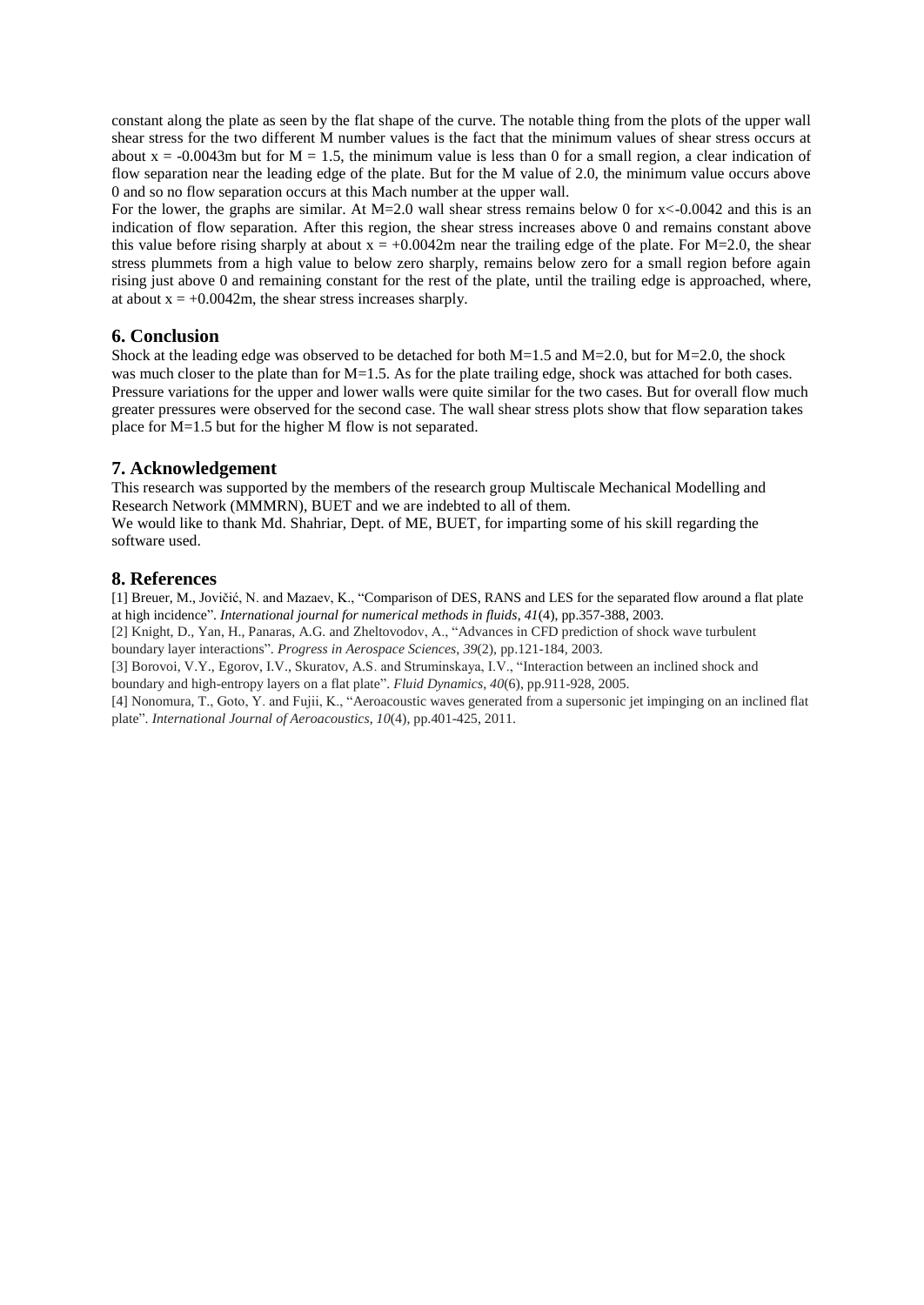constant along the plate as seen by the flat shape of the curve. The notable thing from the plots of the upper wall shear stress for the two different M number values is the fact that the minimum values of shear stress occurs at about $x = -0.0043$m but for $M = 1.5$, the minimum value is less than 0 for a small region, a clear indication of flow separation near the leading edge of the plate. But for the M value of 2.0, the minimum value occurs above 0 and so no flow separation occurs at this Mach number at the upper wall.

For the lower, the graphs are similar. At M=2.0 wall shear stress remains below 0 for $x<-0.0042$ and this is an indication of flow separation. After this region, the shear stress increases above 0 and remains constant above this value before rising sharply at about $x = +0.0042$m near the trailing edge of the plate. For M=2.0, the shear stress plummets from a high value to below zero sharply, remains below zero for a small region before again rising just above 0 and remaining constant for the rest of the plate, until the trailing edge is approached, where, at about $x = +0.0042$m, the shear stress increases sharply.

## 6. Conclusion

Shock at the leading edge was observed to be detached for both M=1.5 and M=2.0, but for M=2.0, the shock was much closer to the plate than for M=1.5. As for the plate trailing edge, shock was attached for both cases. Pressure variations for the upper and lower walls were quite similar for the two cases. But for overall flow much greater pressures were observed for the second case. The wall shear stress plots show that flow separation takes place for M=1.5 but for the higher M flow is not separated.

## 7. Acknowledgement

This research was supported by the members of the research group Multiscale Mechanical Modelling and Research Network (MMMRN), BUET and we are indebted to all of them.

We would like to thank Md. Shahriar, Dept. of ME, BUET, for imparting some of his skill regarding the software used.

## 8. References

[1] Breuer, M., Jovičić, N. and Mazaev, K., "Comparison of DES, RANS and LES for the separated flow around a flat plate at high incidence". *International journal for numerical methods in fluids*, *41*(4), pp.357-388, 2003.

[2] Knight, D., Yan, H., Panaras, A.G. and Zheltovodov, A., "Advances in CFD prediction of shock wave turbulent boundary layer interactions". *Progress in Aerospace Sciences*, *39*(2), pp.121-184, 2003.

[3] Borovoi, V.Y., Egorov, I.V., Skuratov, A.S. and Struminskaya, I.V., "Interaction between an inclined shock and boundary and high-entropy layers on a flat plate". *Fluid Dynamics*, *40*(6), pp.911-928, 2005.

[4] Nonomura, T., Goto, Y. and Fujii, K., "Aeroacoustic waves generated from a supersonic jet impinging on an inclined flat plate". *International Journal of Aeroacoustics*, *10*(4), pp.401-425, 2011.